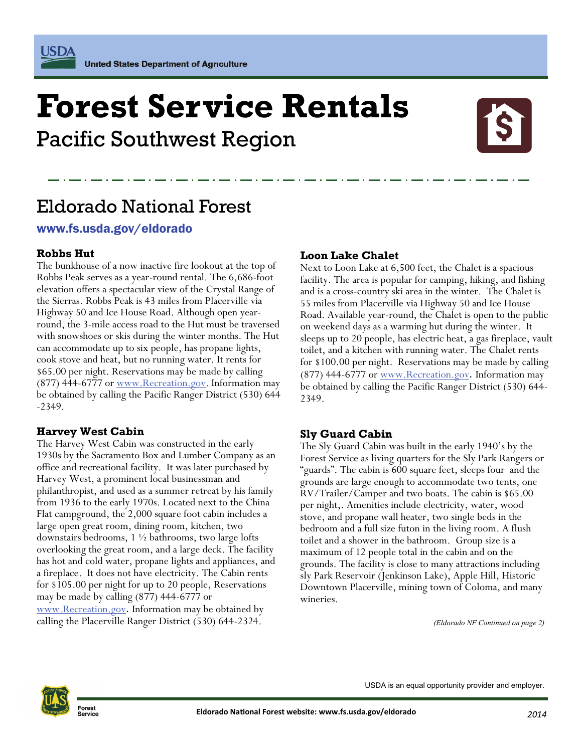USDA United States Department of Agriculture

# Forest Service Rentals

## Pacific Southwest Region

## Eldorado National Forest

**www.fs.usda.gov/eldorado**

### Robbs Hut

The bunkhouse of a now inactive fire lookout at the top of Robbs Peak serves as a year-round rental. The 6,686-foot elevation offers a spectacular view of the Crystal Range of the Sierras. Robbs Peak is 43 miles from Placerville via Highway 50 and Ice House Road. Although open year-round, the 3-mile access road to the Hut must be traversed with snowshoes or skis during the winter months. The Hut can accommodate up to six people, has propane lights, cook stove and heat, but no running water. It rents for $65.00 per night. Reservations may be made by calling (877) 444-6777 or www.Recreation.gov. Information may be obtained by calling the Pacific Ranger District (530) 644-2349.

### Harvey West Cabin

The Harvey West Cabin was constructed in the early 1930s by the Sacramento Box and Lumber Company as an office and recreational facility. It was later purchased by Harvey West, a prominent local businessman and philanthropist, and used as a summer retreat by his family from 1936 to the early 1970s. Located next to the China Flat campground, the 2,000 square foot cabin includes a large open great room, dining room, kitchen, two downstairs bedrooms, 1 ½ bathrooms, two large lofts overlooking the great room, and a large deck. The facility has hot and cold water, propane lights and appliances, and a fireplace. It does not have electricity. The Cabin rents for $105.00 per night for up to 20 people, Reservations may be made by calling (877) 444-6777 or www.Recreation.gov. Information may be obtained by calling the Placerville Ranger District (530) 644-2324.

### Loon Lake Chalet

Next to Loon Lake at 6,500 feet, the Chalet is a spacious facility. The area is popular for camping, hiking, and fishing and is a cross-country ski area in the winter. The Chalet is 55 miles from Placerville via Highway 50 and Ice House Road. Available year-round, the Chalet is open to the public on weekend days as a warming hut during the winter. It sleeps up to 20 people, has electric heat, a gas fireplace, vault toilet, and a kitchen with running water. The Chalet rents for $100.00 per night. Reservations may be made by calling (877) 444-6777 or www.Recreation.gov. Information may be obtained by calling the Pacific Ranger District (530) 644-2349.

### Sly Guard Cabin

The Sly Guard Cabin was built in the early 1940's by the Forest Service as living quarters for the Sly Park Rangers or "guards". The cabin is 600 square feet, sleeps four and the grounds are large enough to accommodate two tents, one RV/Trailer/Camper and two boats. The cabin is $65.00 per night,. Amenities include electricity, water, wood stove, and propane wall heater, two single beds in the bedroom and a full size futon in the living room. A flush toilet and a shower in the bathroom. Group size is a maximum of 12 people total in the cabin and on the grounds. The facility is close to many attractions including sly Park Reservoir (Jenkinson Lake), Apple Hill, Historic Downtown Placerville, mining town of Coloma, and many wineries.

*(Eldorado NF Continued on page 2)*

USDA is an equal opportunity provider and employer.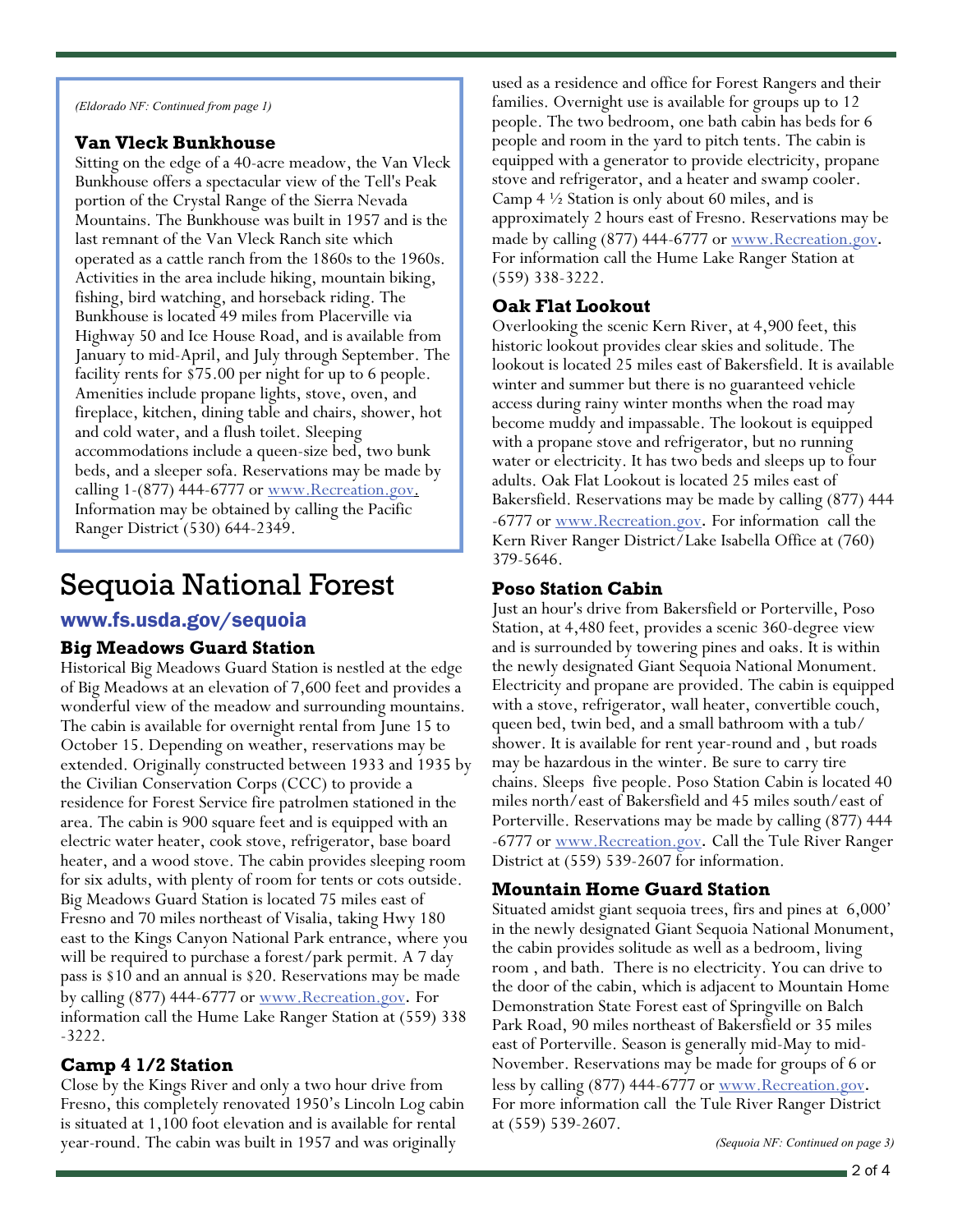*(Eldorado NF: Continued from page 1)*

### Van Vleck Bunkhouse

Sitting on the edge of a 40-acre meadow, the Van Vleck Bunkhouse offers a spectacular view of the Tell's Peak portion of the Crystal Range of the Sierra Nevada Mountains. The Bunkhouse was built in 1957 and is the last remnant of the Van Vleck Ranch site which operated as a cattle ranch from the 1860s to the 1960s. Activities in the area include hiking, mountain biking, fishing, bird watching, and horseback riding. The Bunkhouse is located 49 miles from Placerville via Highway 50 and Ice House Road, and is available from January to mid-April, and July through September. The facility rents for $75.00 per night for up to 6 people. Amenities include propane lights, stove, oven, and fireplace, kitchen, dining table and chairs, shower, hot and cold water, and a flush toilet. Sleeping accommodations include a queen-size bed, two bunk beds, and a sleeper sofa. Reservations may be made by calling 1-(877) 444-6777 or www.Recreation.gov. Information may be obtained by calling the Pacific Ranger District (530) 644-2349.

# Sequoia National Forest

## www.fs.usda.gov/sequoia

### Big Meadows Guard Station

Historical Big Meadows Guard Station is nestled at the edge of Big Meadows at an elevation of 7,600 feet and provides a wonderful view of the meadow and surrounding mountains. The cabin is available for overnight rental from June 15 to October 15. Depending on weather, reservations may be extended. Originally constructed between 1933 and 1935 by the Civilian Conservation Corps (CCC) to provide a residence for Forest Service fire patrolmen stationed in the area. The cabin is 900 square feet and is equipped with an electric water heater, cook stove, refrigerator, base board heater, and a wood stove. The cabin provides sleeping room for six adults, with plenty of room for tents or cots outside. Big Meadows Guard Station is located 75 miles east of Fresno and 70 miles northeast of Visalia, taking Hwy 180 east to the Kings Canyon National Park entrance, where you will be required to purchase a forest/park permit. A 7 day pass is $10 and an annual is $20. Reservations may be made by calling (877) 444-6777 or www.Recreation.gov. For information call the Hume Lake Ranger Station at (559) 338-3222.

### Camp 4 1/2 Station

Close by the Kings River and only a two hour drive from Fresno, this completely renovated 1950's Lincoln Log cabin is situated at 1,100 foot elevation and is available for rental year-round. The cabin was built in 1957 and was originally used as a residence and office for Forest Rangers and their families. Overnight use is available for groups up to 12 people. The two bedroom, one bath cabin has beds for 6 people and room in the yard to pitch tents. The cabin is equipped with a generator to provide electricity, propane stove and refrigerator, and a heater and swamp cooler. Camp 4 ½ Station is only about 60 miles, and is approximately 2 hours east of Fresno. Reservations may be made by calling (877) 444-6777 or www.Recreation.gov. For information call the Hume Lake Ranger Station at (559) 338-3222.

### Oak Flat Lookout

Overlooking the scenic Kern River, at 4,900 feet, this historic lookout provides clear skies and solitude. The lookout is located 25 miles east of Bakersfield. It is available winter and summer but there is no guaranteed vehicle access during rainy winter months when the road may become muddy and impassable. The lookout is equipped with a propane stove and refrigerator, but no running water or electricity. It has two beds and sleeps up to four adults. Oak Flat Lookout is located 25 miles east of Bakersfield. Reservations may be made by calling (877) 444-6777 or www.Recreation.gov. For information call the Kern River Ranger District/Lake Isabella Office at (760) 379-5646.

### Poso Station Cabin

Just an hour's drive from Bakersfield or Porterville, Poso Station, at 4,480 feet, provides a scenic 360-degree view and is surrounded by towering pines and oaks. It is within the newly designated Giant Sequoia National Monument. Electricity and propane are provided. The cabin is equipped with a stove, refrigerator, wall heater, convertible couch, queen bed, twin bed, and a small bathroom with a tub/shower. It is available for rent year-round and , but roads may be hazardous in the winter. Be sure to carry tire chains. Sleeps five people. Poso Station Cabin is located 40 miles north/east of Bakersfield and 45 miles south/east of Porterville. Reservations may be made by calling (877) 444-6777 or www.Recreation.gov. Call the Tule River Ranger District at (559) 539-2607 for information.

### Mountain Home Guard Station

Situated amidst giant sequoia trees, firs and pines at 6,000' in the newly designated Giant Sequoia National Monument, the cabin provides solitude as well as a bedroom, living room , and bath. There is no electricity. You can drive to the door of the cabin, which is adjacent to Mountain Home Demonstration State Forest east of Springville on Balch Park Road, 90 miles northeast of Bakersfield or 35 miles east of Porterville. Season is generally mid-May to mid-November. Reservations may be made for groups of 6 or less by calling (877) 444-6777 or www.Recreation.gov. For more information call the Tule River Ranger District at (559) 539-2607.

*(Sequoia NF: Continued on page 3)*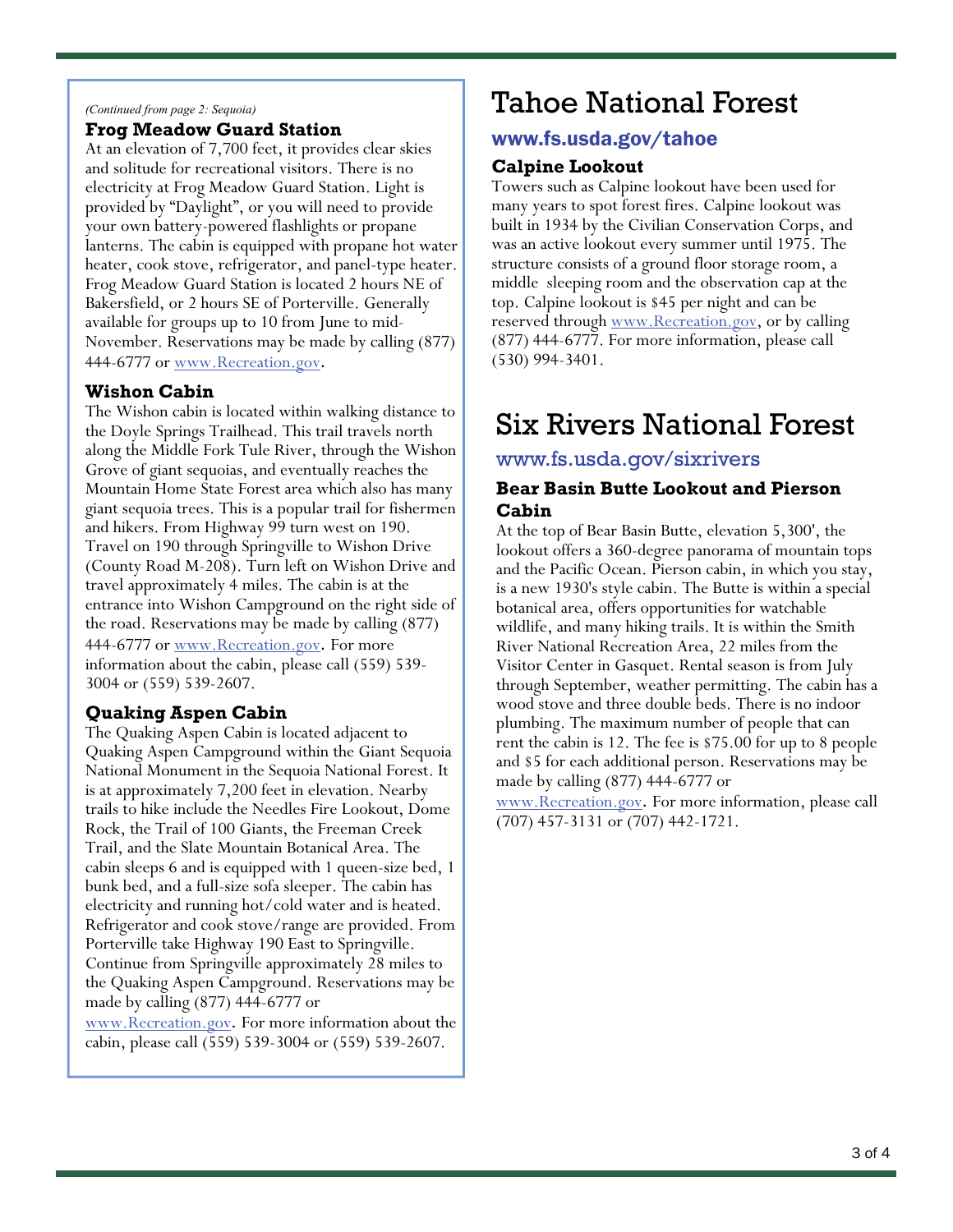*(Continued from page 2: Sequoia)*

### Frog Meadow Guard Station

At an elevation of 7,700 feet, it provides clear skies and solitude for recreational visitors. There is no electricity at Frog Meadow Guard Station. Light is provided by "Daylight", or you will need to provide your own battery-powered flashlights or propane lanterns. The cabin is equipped with propane hot water heater, cook stove, refrigerator, and panel-type heater. Frog Meadow Guard Station is located 2 hours NE of Bakersfield, or 2 hours SE of Porterville. Generally available for groups up to 10 from June to mid-November. Reservations may be made by calling (877) 444-6777 or www.Recreation.gov.

### Wishon Cabin

The Wishon cabin is located within walking distance to the Doyle Springs Trailhead. This trail travels north along the Middle Fork Tule River, through the Wishon Grove of giant sequoias, and eventually reaches the Mountain Home State Forest area which also has many giant sequoia trees. This is a popular trail for fishermen and hikers. From Highway 99 turn west on 190. Travel on 190 through Springville to Wishon Drive (County Road M-208). Turn left on Wishon Drive and travel approximately 4 miles. The cabin is at the entrance into Wishon Campground on the right side of the road. Reservations may be made by calling (877) 444-6777 or www.Recreation.gov. For more information about the cabin, please call (559) 539-3004 or (559) 539-2607.

### Quaking Aspen Cabin

The Quaking Aspen Cabin is located adjacent to Quaking Aspen Campground within the Giant Sequoia National Monument in the Sequoia National Forest. It is at approximately 7,200 feet in elevation. Nearby trails to hike include the Needles Fire Lookout, Dome Rock, the Trail of 100 Giants, the Freeman Creek Trail, and the Slate Mountain Botanical Area. The cabin sleeps 6 and is equipped with 1 queen-size bed, 1 bunk bed, and a full-size sofa sleeper. The cabin has electricity and running hot/cold water and is heated. Refrigerator and cook stove/range are provided. From Porterville take Highway 190 East to Springville. Continue from Springville approximately 28 miles to the Quaking Aspen Campground. Reservations may be made by calling (877) 444-6777 or www.Recreation.gov. For more information about the cabin, please call (559) 539-3004 or (559) 539-2607.

# Tahoe National Forest

## www.fs.usda.gov/tahoe

### Calpine Lookout

Towers such as Calpine lookout have been used for many years to spot forest fires. Calpine lookout was built in 1934 by the Civilian Conservation Corps, and was an active lookout every summer until 1975. The structure consists of a ground floor storage room, a middle sleeping room and the observation cap at the top. Calpine lookout is $45 per night and can be reserved through www.Recreation.gov, or by calling (877) 444-6777. For more information, please call (530) 994-3401.

# Six Rivers National Forest

## www.fs.usda.gov/sixrivers

### Bear Basin Butte Lookout and Pierson Cabin

At the top of Bear Basin Butte, elevation 5,300', the lookout offers a 360-degree panorama of mountain tops and the Pacific Ocean. Pierson cabin, in which you stay, is a new 1930's style cabin. The Butte is within a special botanical area, offers opportunities for watchable wildlife, and many hiking trails. It is within the Smith River National Recreation Area, 22 miles from the Visitor Center in Gasquet. Rental season is from July through September, weather permitting. The cabin has a wood stove and three double beds. There is no indoor plumbing. The maximum number of people that can rent the cabin is 12. The fee is $75.00 for up to 8 people and $5 for each additional person. Reservations may be made by calling (877) 444-6777 or www.Recreation.gov. For more information, please call (707) 457-3131 or (707) 442-1721.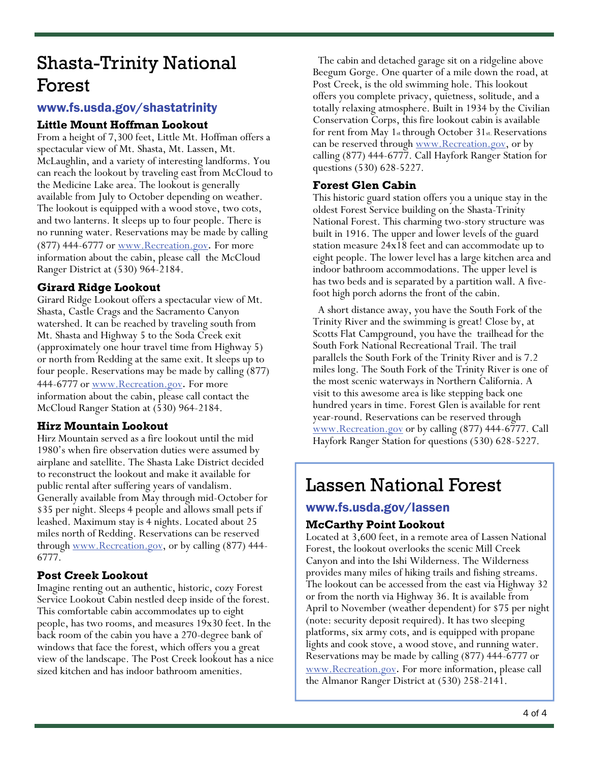# Shasta-Trinity National Forest

## www.fs.usda.gov/shastatrinity

### Little Mount Hoffman Lookout

From a height of 7,300 feet, Little Mt. Hoffman offers a spectacular view of Mt. Shasta, Mt. Lassen, Mt. McLaughlin, and a variety of interesting landforms. You can reach the lookout by traveling east from McCloud to the Medicine Lake area. The lookout is generally available from July to October depending on weather. The lookout is equipped with a wood stove, two cots, and two lanterns. It sleeps up to four people. There is no running water. Reservations may be made by calling (877) 444-6777 or www.Recreation.gov. For more information about the cabin, please call the McCloud Ranger District at (530) 964-2184.

### Girard Ridge Lookout

Girard Ridge Lookout offers a spectacular view of Mt. Shasta, Castle Crags and the Sacramento Canyon watershed. It can be reached by traveling south from Mt. Shasta and Highway 5 to the Soda Creek exit (approximately one hour travel time from Highway 5) or north from Redding at the same exit. It sleeps up to four people. Reservations may be made by calling (877) 444-6777 or www.Recreation.gov. For more information about the cabin, please call contact the McCloud Ranger Station at (530) 964-2184.

### Hirz Mountain Lookout

Hirz Mountain served as a fire lookout until the mid 1980's when fire observation duties were assumed by airplane and satellite. The Shasta Lake District decided to reconstruct the lookout and make it available for public rental after suffering years of vandalism. Generally available from May through mid-October for $35 per night. Sleeps 4 people and allows small pets if leashed. Maximum stay is 4 nights. Located about 25 miles north of Redding. Reservations can be reserved through www.Recreation.gov, or by calling (877) 444-6777.

### Post Creek Lookout

Imagine renting out an authentic, historic, cozy Forest Service Lookout Cabin nestled deep inside of the forest. This comfortable cabin accommodates up to eight people, has two rooms, and measures 19x30 feet. In the back room of the cabin you have a 270-degree bank of windows that face the forest, which offers you a great view of the landscape. The Post Creek lookout has a nice sized kitchen and has indoor bathroom amenities.

The cabin and detached garage sit on a ridgeline above Beegum Gorge. One quarter of a mile down the road, at Post Creek, is the old swimming hole. This lookout offers you complete privacy, quietness, solitude, and a totally relaxing atmosphere. Built in 1934 by the Civilian Conservation Corps, this fire lookout cabin is available for rent from May 1st through October 31st. Reservations can be reserved through www.Recreation.gov, or by calling (877) 444-6777. Call Hayfork Ranger Station for questions (530) 628-5227.

### Forest Glen Cabin

This historic guard station offers you a unique stay in the oldest Forest Service building on the Shasta-Trinity National Forest. This charming two-story structure was built in 1916. The upper and lower levels of the guard station measure 24x18 feet and can accommodate up to eight people. The lower level has a large kitchen area and indoor bathroom accommodations. The upper level is has two beds and is separated by a partition wall. A five-foot high porch adorns the front of the cabin.

A short distance away, you have the South Fork of the Trinity River and the swimming is great! Close by, at Scotts Flat Campground, you have the trailhead for the South Fork National Recreational Trail. The trail parallels the South Fork of the Trinity River and is 7.2 miles long. The South Fork of the Trinity River is one of the most scenic waterways in Northern California. A visit to this awesome area is like stepping back one hundred years in time. Forest Glen is available for rent year-round. Reservations can be reserved through www.Recreation.gov or by calling (877) 444-6777. Call Hayfork Ranger Station for questions (530) 628-5227.

# Lassen National Forest

## www.fs.usda.gov/lassen

### McCarthy Point Lookout

Located at 3,600 feet, in a remote area of Lassen National Forest, the lookout overlooks the scenic Mill Creek Canyon and into the Ishi Wilderness. The Wilderness provides many miles of hiking trails and fishing streams. The lookout can be accessed from the east via Highway 32 or from the north via Highway 36. It is available from April to November (weather dependent) for $75 per night (note: security deposit required). It has two sleeping platforms, six army cots, and is equipped with propane lights and cook stove, a wood stove, and running water. Reservations may be made by calling (877) 444-6777 or www.Recreation.gov. For more information, please call the Almanor Ranger District at (530) 258-2141.